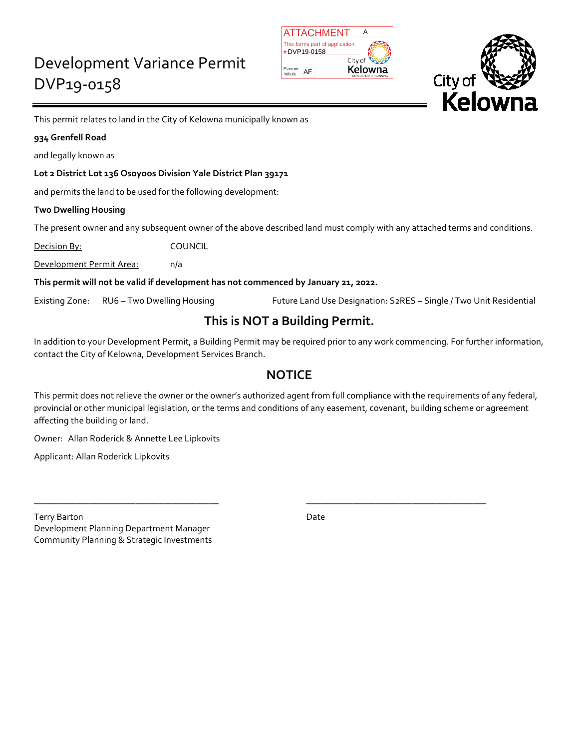# Development Variance Permit DVP19-0158

ATTACHMENT A
This forms part of application
# DVP19-0158
Planner Initials AF
City of Kelowna DEVELOPMENT PLANNING

City of Kelowna

This permit relates to land in the City of Kelowna municipally known as

**934 Grenfell Road**

and legally known as

**Lot 2 District Lot 136 Osoyoos Division Yale District Plan 39171**

and permits the land to be used for the following development:

**Two Dwelling Housing**

The present owner and any subsequent owner of the above described land must comply with any attached terms and conditions.

Decision By: COUNCIL

Development Permit Area: n/a

**This permit will not be valid if development has not commenced by January 21, 2022.**

Existing Zone: RU6 – Two Dwelling Housing

Future Land Use Designation: S2RES – Single / Two Unit Residential

## This is NOT a Building Permit.

In addition to your Development Permit, a Building Permit may be required prior to any work commencing. For further information, contact the City of Kelowna, Development Services Branch.

## NOTICE

This permit does not relieve the owner or the owner's authorized agent from full compliance with the requirements of any federal, provincial or other municipal legislation, or the terms and conditions of any easement, covenant, building scheme or agreement affecting the building or land.

Owner: Allan Roderick & Annette Lee Lipkovits

Applicant: Allan Roderick Lipkovits

_______________________________________

Terry Barton
Development Planning Department Manager
Community Planning & Strategic Investments

_______________________________________

Date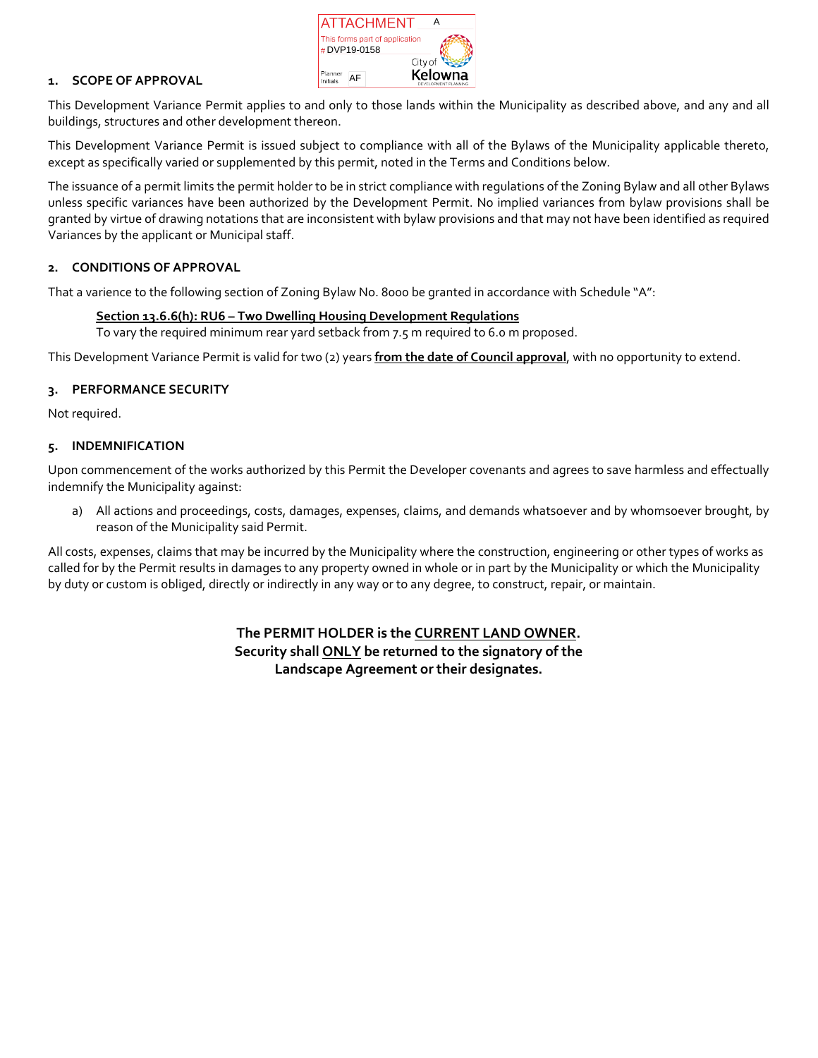ATTACHMENT A
This forms part of application # DVP19-0158
Planner Initials AF
City of Kelowna DEVELOPMENT PLANNING

## 1. SCOPE OF APPROVAL

This Development Variance Permit applies to and only to those lands within the Municipality as described above, and any and all buildings, structures and other development thereon.

This Development Variance Permit is issued subject to compliance with all of the Bylaws of the Municipality applicable thereto, except as specifically varied or supplemented by this permit, noted in the Terms and Conditions below.

The issuance of a permit limits the permit holder to be in strict compliance with regulations of the Zoning Bylaw and all other Bylaws unless specific variances have been authorized by the Development Permit. No implied variances from bylaw provisions shall be granted by virtue of drawing notations that are inconsistent with bylaw provisions and that may not have been identified as required Variances by the applicant or Municipal staff.

## 2. CONDITIONS OF APPROVAL

That a varience to the following section of Zoning Bylaw No. 8000 be granted in accordance with Schedule "A":

**Section 13.6.6(h): RU6 – Two Dwelling Housing Development Regulations**
To vary the required minimum rear yard setback from 7.5 m required to 6.0 m proposed.

This Development Variance Permit is valid for two (2) years **from the date of Council approval**, with no opportunity to extend.

## 3. PERFORMANCE SECURITY

Not required.

## 5. INDEMNIFICATION

Upon commencement of the works authorized by this Permit the Developer covenants and agrees to save harmless and effectually indemnify the Municipality against:

a) All actions and proceedings, costs, damages, expenses, claims, and demands whatsoever and by whomsoever brought, by reason of the Municipality said Permit.

All costs, expenses, claims that may be incurred by the Municipality where the construction, engineering or other types of works as called for by the Permit results in damages to any property owned in whole or in part by the Municipality or which the Municipality by duty or custom is obliged, directly or indirectly in any way or to any degree, to construct, repair, or maintain.

**The PERMIT HOLDER is the CURRENT LAND OWNER.**
**Security shall ONLY be returned to the signatory of the Landscape Agreement or their designates.**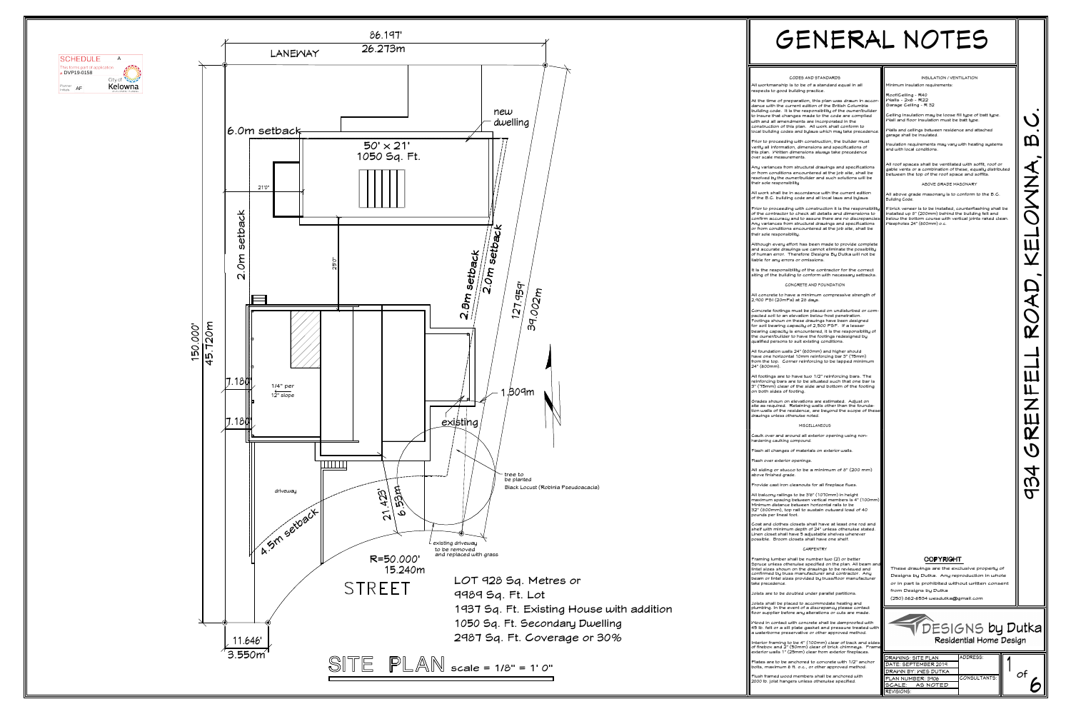SCHEDULE A

This forms part of application # DVP19-0158

City of Kelowna

Planner Initials AF

LANEWAY

86.197'

26.273m

6.0m setback

new dwelling

50' x 21'

1050 Sq. Ft.

21'0"

29'0"

2.0m setback

2.8m setback

2.0m setback

127.959'

39.002m

150.000'

45.720m

7.180'

7.180'

1/4" per 12" slope

1.309m

existing

tree to be planted

Black Locust (Robinia Pseudoacacia)

driveway

21.423'

6.53m

4.5m setback

existing driveway to be removed and replaced with grass

R=50.000'

15.240m

STREET

11.646'

3.550m

LOT 928 Sq. Metres or

9989 Sq. Ft. Lot

1937 Sq. Ft. Existing House with addition

1050 Sq. Ft. Secondary Dwelling

2987 Sq. Ft. Coverage or 30%

# SITE PLAN scale = 1/8" = 1' 0"

# GENERAL NOTES

## CODES AND STANDARDS

All workmanship is to be of a standard equal in all respects to good building practice.

At the time of preparation, this plan was drawn in accordance with the current edition of the British Columbia building code. It is the responsibility of the owner/builder to insure that changes made to the code are complied with and all amendments are incorporated in the construction of this plan. All work shall conform to local building codes and bylaws which may take precedence.

Prior to proceeding with construction, the builder must verify all information, dimensions and specifications of this plan. Written dimensions always take precedence over scale measurements.

Any variances from structural drawings and specifications or from conditions encountered at the job site, shall be resolved by the owner/builder and such solutions will be their sole responsibility.

All work shall be in accordance with the current edition of the B.C. building code and all local laws and bylaws.

Prior to proceeding with construction it is the responsibility of the contractor to check all details and dimensions to confirm accuracy and to assure there are no discrepancies. Any variances from structural drawings and specifications or from conditions encountered at the job site, shall be their sole responsibility.

Although every effort has been made to provide complete and accurate drawings we cannot eliminate the possibility of human error. Therefore Designs By Dutka will not be liable for any errors or omissions.

It is the responsibility of the contractor for the correct siting of the building to conform with necessary setbacks.

## CONCRETE AND FOUNDATION

All concrete to have a minimum compressive strength of 2,900 PSI (20mPa) at 28 days.

Concrete footings must be placed on undisturbed or compacted soil to an elevation below frost penetration. Footings shown on these drawings have been designed for soil bearing capacity of 2,500 PSF. If a lesser bearing capacity is encountered, it is the responsibility of the owner/builder to have the footings redesigned by qualified persons to suit existing conditions.

All foundation walls 24" (600mm) and higher should have one horizontal 10mm reinforcing bar 3" (75mm) from the top. Corner reinforcing to be lapped minimum 24" (600mm).

All footings are to have two 1/2" reinforcing bars. The reinforcing bars are to be situated such that one bar is 3" (75mm) clear of the side and bottom of the footing on both sides of footing.

Grades shown on elevations are estimated. Adjust on site as required. Retaining walls other than the foundation walls of the residence, are beyond the scope of these drawings unless otherwise noted.

## MISCELLANEOUS

Caulk over and around all exterior opening using non-hardening caulking compound.

Flash all changes of materials on exterior walls.

Flash over exterior openings.

All siding or stucco to be a minimum of 8" (200 mm) above finished grade.

Provide cast iron cleanouts for all fireplace flues.

All balcony railings to be 3'6" (1070mm) in height maximum spacing between vertical members is 4" (100mm) Minimum distance between horizontal rails to be 32" (800mm), top rail to sustain outward load of 40 pounds per lineal foot.

Coat and clothes closets shall have at least one rod and shelf with minimum depth of 24" unless otherwise stated. Linen closet shall have 5 adjustable shelves wherever possible. Broom closets shall have one shelf.

## CARPENTRY

Framing lumber shall be number two (2) or better Spruce unless otherwise specified on the plan. All beam and lintel sizes shown on the drawings to be reviewed and confirmed by truss manufacturer and contractor. Any beam or lintel sizes provided by truss/floor manufacturer take precedence.

Joists are to be doubled under parallel partitions.

Joists shall be placed to accommodate heating and plumbing. In the event of a discrepancy please contact floor supplier before any alterations or cuts are made.

Wood in contact with concrete shall be dampproofed with 45 lb. felt or a sill plate gasket and pressure treated with a waterborne preservative or other approved method.

Interior framing to be 4" (100mm) clear of back and sides of firebox and 2" (50mm) clear of brick chimneys. Frame exterior walls 1" (25mm) clear from exterior fireplaces.

Plates are to be anchored to concrete with 1/2" anchor bolts, maximum 6 ft. o.c., or other approved method.

Flush framed wood members shall be anchored with 2000 lb. joist hangers unless otherwise specified.

## INSULATION / VENTILATION

Minimum insulation requirements:

Roof/Ceiling - R40
Walls - 2x6 - R22
Garage Ceiling - R 32

Ceiling insulation may be loose fill type of batt type. Wall and floor insulation must be batt type.

Walls and ceilings between residence and attached garage shall be insulated.

Insulation requirements may vary with heating systems and with local conditions.

All roof spaces shall be ventilated with soffit, roof or gable vents or a combination of these, equally distributed between the top of the roof space and soffits.

## ABOVE GRADE MASONARY

All above grade masonary is to conform to the B.C. Building Code.

If brick veneer is to be installed, counterflashing shall be installed up 8" (200mm) behind the building felt and below the bottom course with vertical joints raked clean. Weepholes 24" (600mm) o.c.

## COPYRIGHT

These drawings are the exclusive property of Designs by Dutka. Any reproduction in whole or in part is prohibited without written consent from Designs by Dutka

(250) 862-8534 wesdutka@gmail.com

DESIGNS by Dutka
Residential Home Design

| | | | |
|---|---|---|---|
| DRAWING: SITE PLAN | ADDRESS: | 1 of 6 | |
| DATE: SEPTEMBER 2014 | | | |
| DRAWN BY: WES DUTKA | | | |
| PLAN NUMBER: 3906 | CONSULTANTS: | | |
| SCALE: AS NOTED | | | |
| REVISIONS: | | | |

934 GRENFELL ROAD, KELOWNA, B.C.